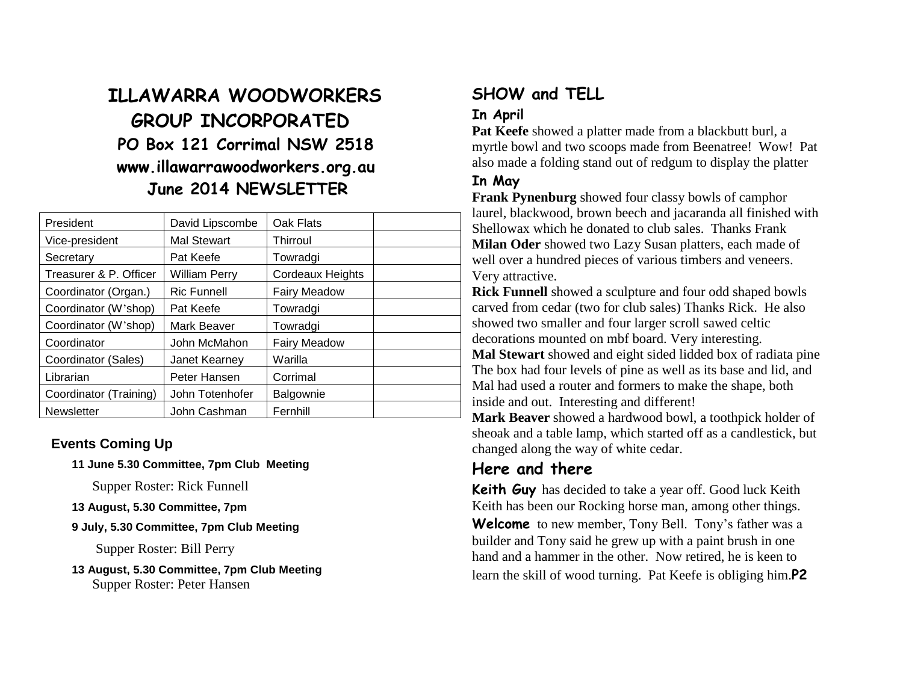# ILLAWARRA WOODWORKERS GROUP INCORPORATED

## PO Box 121 Corrimal NSW 2518

## www.illawarrawoodworkers.org.au

## June 2014 NEWSLETTER

| President | David Lipscombe | Oak Flats | |
|---|---|---|---|
| Vice-president | Mal Stewart | Thirroul | |
| Secretary | Pat Keefe | Towradgi | |
| Treasurer & P. Officer | William Perry | Cordeaux Heights | |
| Coordinator (Organ.) | Ric Funnell | Fairy Meadow | |
| Coordinator (W'shop) | Pat Keefe | Towradgi | |
| Coordinator (W'shop) | Mark Beaver | Towradgi | |
| Coordinator | John McMahon | Fairy Meadow | |
| Coordinator (Sales) | Janet Kearney | Warilla | |
| Librarian | Peter Hansen | Corrimal | |
| Coordinator (Training) | John Totenhofer | Balgownie | |
| Newsletter | John Cashman | Fernhill | |

### Events Coming Up

**11 June 5.30 Committee, 7pm Club Meeting**

Supper Roster: Rick Funnell

**13 August, 5.30 Committee, 7pm**

**9 July, 5.30 Committee, 7pm Club Meeting**

Supper Roster: Bill Perry

**13 August, 5.30 Committee, 7pm Club Meeting**

Supper Roster: Peter Hansen

## SHOW and TELL

### In April

**Pat Keefe** showed a platter made from a blackbutt burl, a myrtle bowl and two scoops made from Beenatree! Wow! Pat also made a folding stand out of redgum to display the platter

### In May

**Frank Pynenburg** showed four classy bowls of camphor laurel, blackwood, brown beech and jacaranda all finished with Shellowax which he donated to club sales. Thanks Frank

**Milan Oder** showed two Lazy Susan platters, each made of well over a hundred pieces of various timbers and veneers. Very attractive.

**Rick Funnell** showed a sculpture and four odd shaped bowls carved from cedar (two for club sales) Thanks Rick. He also showed two smaller and four larger scroll sawed celtic decorations mounted on mbf board. Very interesting.

**Mal Stewart** showed and eight sided lidded box of radiata pine The box had four levels of pine as well as its base and lid, and Mal had used a router and formers to make the shape, both inside and out. Interesting and different!

**Mark Beaver** showed a hardwood bowl, a toothpick holder of sheoak and a table lamp, which started off as a candlestick, but changed along the way of white cedar.

## Here and there

**Keith Guy** has decided to take a year off. Good luck Keith Keith has been our Rocking horse man, among other things.

**Welcome** to new member, Tony Bell. Tony's father was a builder and Tony said he grew up with a paint brush in one hand and a hammer in the other. Now retired, he is keen to learn the skill of wood turning. Pat Keefe is obliging him.**P2**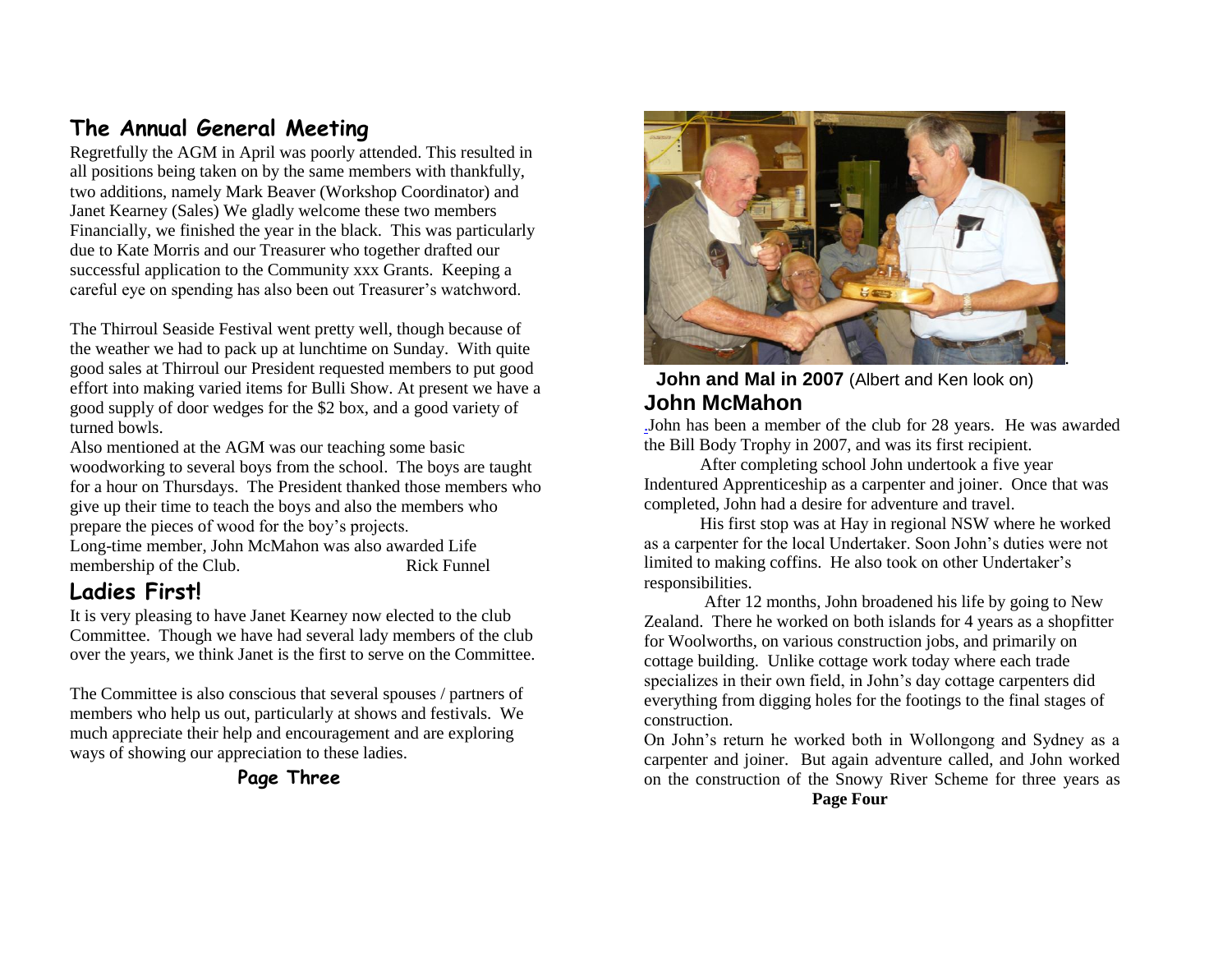## The Annual General Meeting

Regretfully the AGM in April was poorly attended. This resulted in all positions being taken on by the same members with thankfully, two additions, namely Mark Beaver (Workshop Coordinator) and Janet Kearney (Sales) We gladly welcome these two members Financially, we finished the year in the black. This was particularly due to Kate Morris and our Treasurer who together drafted our successful application to the Community xxx Grants. Keeping a careful eye on spending has also been out Treasurer's watchword.

The Thirroul Seaside Festival went pretty well, though because of the weather we had to pack up at lunchtime on Sunday. With quite good sales at Thirroul our President requested members to put good effort into making varied items for Bulli Show. At present we have a good supply of door wedges for the $2 box, and a good variety of turned bowls.

Also mentioned at the AGM was our teaching some basic woodworking to several boys from the school. The boys are taught for a hour on Thursdays. The President thanked those members who give up their time to teach the boys and also the members who prepare the pieces of wood for the boy's projects.

Long-time member, John McMahon was also awarded Life membership of the Club. Rick Funnel

## Ladies First!

It is very pleasing to have Janet Kearney now elected to the club Committee. Though we have had several lady members of the club over the years, we think Janet is the first to serve on the Committee.

The Committee is also conscious that several spouses / partners of members who help us out, particularly at shows and festivals. We much appreciate their help and encouragement and are exploring ways of showing our appreciation to these ladies.

**John and Mal in 2007** (Albert and Ken look on)

## John McMahon

John has been a member of the club for 28 years. He was awarded the Bill Body Trophy in 2007, and was its first recipient.

After completing school John undertook a five year Indentured Apprenticeship as a carpenter and joiner. Once that was completed, John had a desire for adventure and travel.

His first stop was at Hay in regional NSW where he worked as a carpenter for the local Undertaker. Soon John's duties were not limited to making coffins. He also took on other Undertaker's responsibilities.

After 12 months, John broadened his life by going to New Zealand. There he worked on both islands for 4 years as a shopfitter for Woolworths, on various construction jobs, and primarily on cottage building. Unlike cottage work today where each trade specializes in their own field, in John's day cottage carpenters did everything from digging holes for the footings to the final stages of construction.

On John's return he worked both in Wollongong and Sydney as a carpenter and joiner. But again adventure called, and John worked on the construction of the Snowy River Scheme for three years as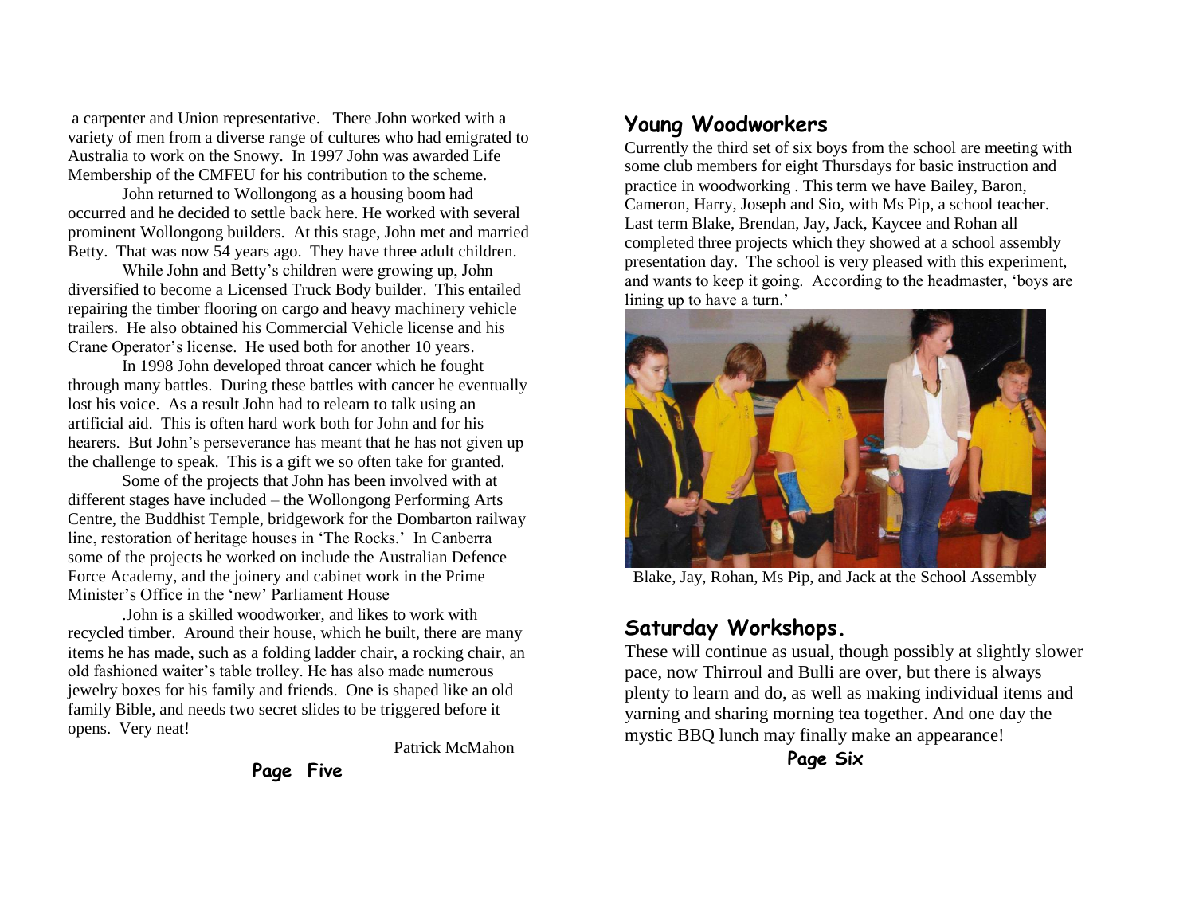a carpenter and Union representative. There John worked with a variety of men from a diverse range of cultures who had emigrated to Australia to work on the Snowy. In 1997 John was awarded Life Membership of the CMFEU for his contribution to the scheme.

John returned to Wollongong as a housing boom had occurred and he decided to settle back here. He worked with several prominent Wollongong builders. At this stage, John met and married Betty. That was now 54 years ago. They have three adult children.

While John and Betty's children were growing up, John diversified to become a Licensed Truck Body builder. This entailed repairing the timber flooring on cargo and heavy machinery vehicle trailers. He also obtained his Commercial Vehicle license and his Crane Operator's license. He used both for another 10 years.

In 1998 John developed throat cancer which he fought through many battles. During these battles with cancer he eventually lost his voice. As a result John had to relearn to talk using an artificial aid. This is often hard work both for John and for his hearers. But John's perseverance has meant that he has not given up the challenge to speak. This is a gift we so often take for granted.

Some of the projects that John has been involved with at different stages have included – the Wollongong Performing Arts Centre, the Buddhist Temple, bridgework for the Dombarton railway line, restoration of heritage houses in 'The Rocks.' In Canberra some of the projects he worked on include the Australian Defence Force Academy, and the joinery and cabinet work in the Prime Minister's Office in the 'new' Parliament House

.John is a skilled woodworker, and likes to work with recycled timber. Around their house, which he built, there are many items he has made, such as a folding ladder chair, a rocking chair, an old fashioned waiter's table trolley. He has also made numerous jewelry boxes for his family and friends. One is shaped like an old family Bible, and needs two secret slides to be triggered before it opens. Very neat!

Patrick McMahon

## Young Woodworkers

Currently the third set of six boys from the school are meeting with some club members for eight Thursdays for basic instruction and practice in woodworking . This term we have Bailey, Baron, Cameron, Harry, Joseph and Sio, with Ms Pip, a school teacher. Last term Blake, Brendan, Jay, Jack, Kaycee and Rohan all completed three projects which they showed at a school assembly presentation day. The school is very pleased with this experiment, and wants to keep it going. According to the headmaster, 'boys are lining up to have a turn.'

Blake, Jay, Rohan, Ms Pip, and Jack at the School Assembly

## Saturday Workshops.

These will continue as usual, though possibly at slightly slower pace, now Thirroul and Bulli are over, but there is always plenty to learn and do, as well as making individual items and yarning and sharing morning tea together. And one day the mystic BBQ lunch may finally make an appearance!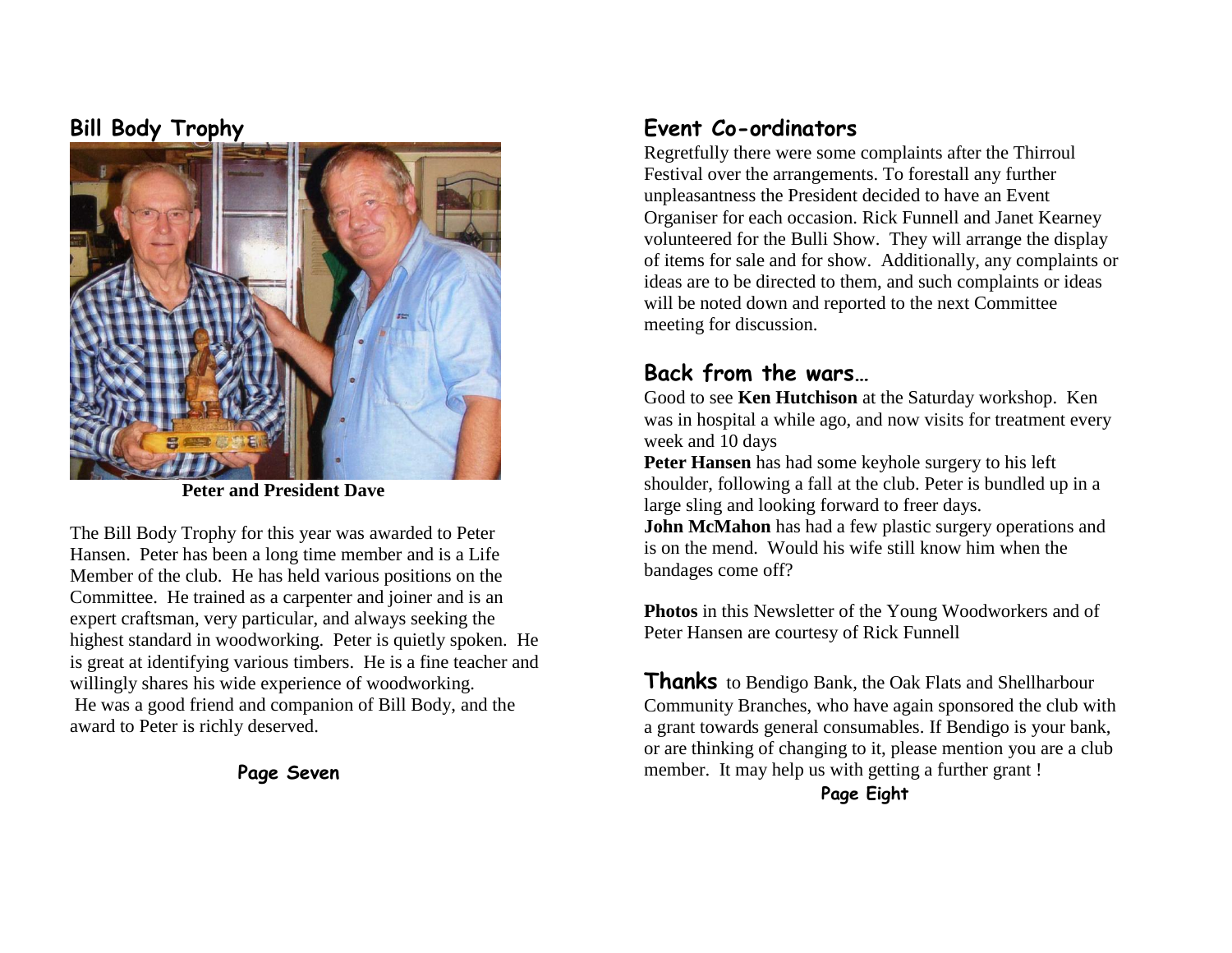## Bill Body Trophy

**Peter and President Dave**

The Bill Body Trophy for this year was awarded to Peter Hansen. Peter has been a long time member and is a Life Member of the club. He has held various positions on the Committee. He trained as a carpenter and joiner and is an expert craftsman, very particular, and always seeking the highest standard in woodworking. Peter is quietly spoken. He is great at identifying various timbers. He is a fine teacher and willingly shares his wide experience of woodworking.
He was a good friend and companion of Bill Body, and the award to Peter is richly deserved.

## Event Co-ordinators

Regretfully there were some complaints after the Thirroul Festival over the arrangements. To forestall any further unpleasantness the President decided to have an Event Organiser for each occasion. Rick Funnell and Janet Kearney volunteered for the Bulli Show. They will arrange the display of items for sale and for show. Additionally, any complaints or ideas are to be directed to them, and such complaints or ideas will be noted down and reported to the next Committee meeting for discussion.

## Back from the wars…

Good to see **Ken Hutchison** at the Saturday workshop. Ken was in hospital a while ago, and now visits for treatment every week and 10 days

**Peter Hansen** has had some keyhole surgery to his left shoulder, following a fall at the club. Peter is bundled up in a large sling and looking forward to freer days.

**John McMahon** has had a few plastic surgery operations and is on the mend. Would his wife still know him when the bandages come off?

**Photos** in this Newsletter of the Young Woodworkers and of Peter Hansen are courtesy of Rick Funnell

**Thanks** to Bendigo Bank, the Oak Flats and Shellharbour Community Branches, who have again sponsored the club with a grant towards general consumables. If Bendigo is your bank, or are thinking of changing to it, please mention you are a club member. It may help us with getting a further grant !